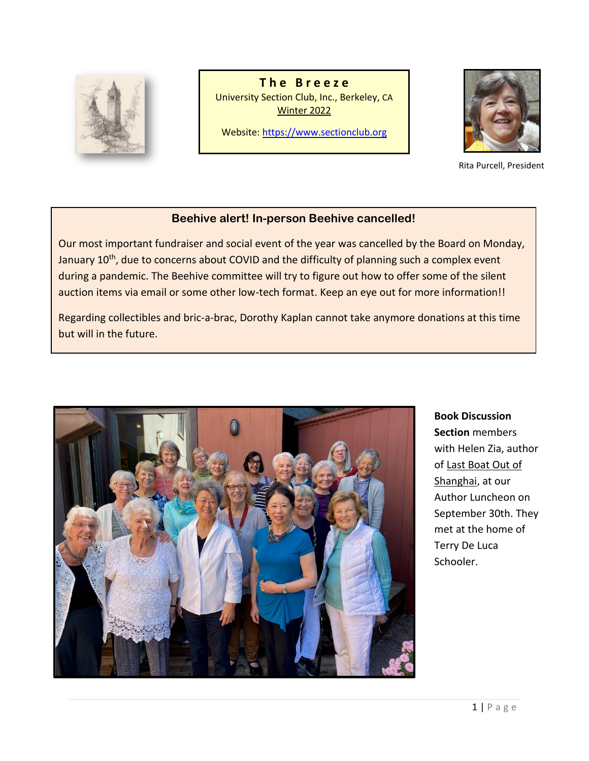# The Breeze

University Section Club, Inc., Berkeley, CA

Winter 2022

Website: https://www.sectionclub.org

Rita Purcell, President

## Beehive alert! In-person Beehive cancelled!

Our most important fundraiser and social event of the year was cancelled by the Board on Monday, January 10th, due to concerns about COVID and the difficulty of planning such a complex event during a pandemic. The Beehive committee will try to figure out how to offer some of the silent auction items via email or some other low-tech format. Keep an eye out for more information!!

Regarding collectibles and bric-a-brac, Dorothy Kaplan cannot take anymore donations at this time but will in the future.

**Book Discussion Section** members with Helen Zia, author of Last Boat Out of Shanghai, at our Author Luncheon on September 30th. They met at the home of Terry De Luca Schooler.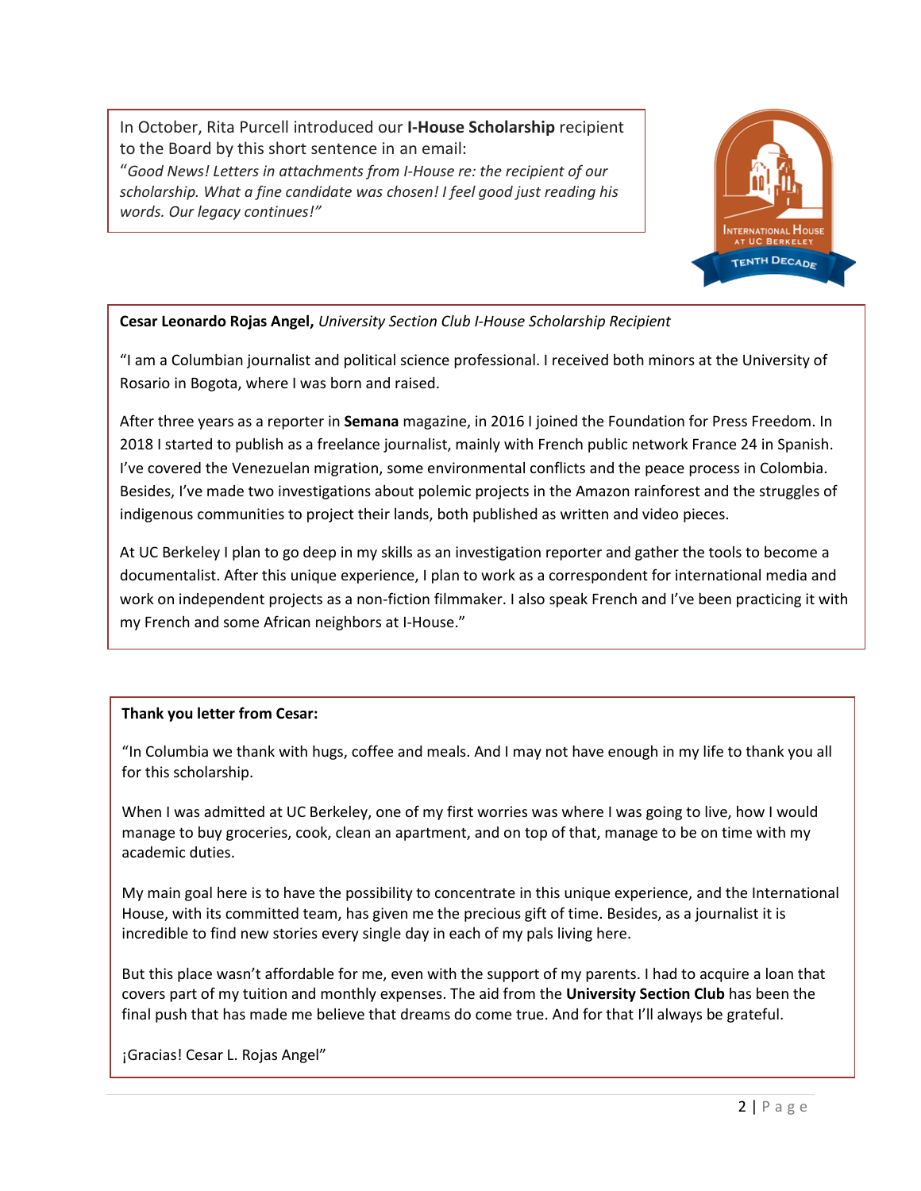In October, Rita Purcell introduced our **I-House Scholarship** recipient to the Board by this short sentence in an email:
"*Good News! Letters in attachments from I-House re: the recipient of our scholarship. What a fine candidate was chosen! I feel good just reading his words. Our legacy continues!"*

**Cesar Leonardo Rojas Angel,** *University Section Club I-House Scholarship Recipient*

"I am a Columbian journalist and political science professional. I received both minors at the University of Rosario in Bogota, where I was born and raised.

After three years as a reporter in **Semana** magazine, in 2016 I joined the Foundation for Press Freedom. In 2018 I started to publish as a freelance journalist, mainly with French public network France 24 in Spanish. I've covered the Venezuelan migration, some environmental conflicts and the peace process in Colombia. Besides, I've made two investigations about polemic projects in the Amazon rainforest and the struggles of indigenous communities to project their lands, both published as written and video pieces.

At UC Berkeley I plan to go deep in my skills as an investigation reporter and gather the tools to become a documentalist. After this unique experience, I plan to work as a correspondent for international media and work on independent projects as a non-fiction filmmaker. I also speak French and I've been practicing it with my French and some African neighbors at I-House."

**Thank you letter from Cesar:**

"In Columbia we thank with hugs, coffee and meals. And I may not have enough in my life to thank you all for this scholarship.

When I was admitted at UC Berkeley, one of my first worries was where I was going to live, how I would manage to buy groceries, cook, clean an apartment, and on top of that, manage to be on time with my academic duties.

My main goal here is to have the possibility to concentrate in this unique experience, and the International House, with its committed team, has given me the precious gift of time. Besides, as a journalist it is incredible to find new stories every single day in each of my pals living here.

But this place wasn't affordable for me, even with the support of my parents. I had to acquire a loan that covers part of my tuition and monthly expenses. The aid from the **University Section Club** has been the final push that has made me believe that dreams do come true. And for that I'll always be grateful.

¡Gracias! Cesar L. Rojas Angel"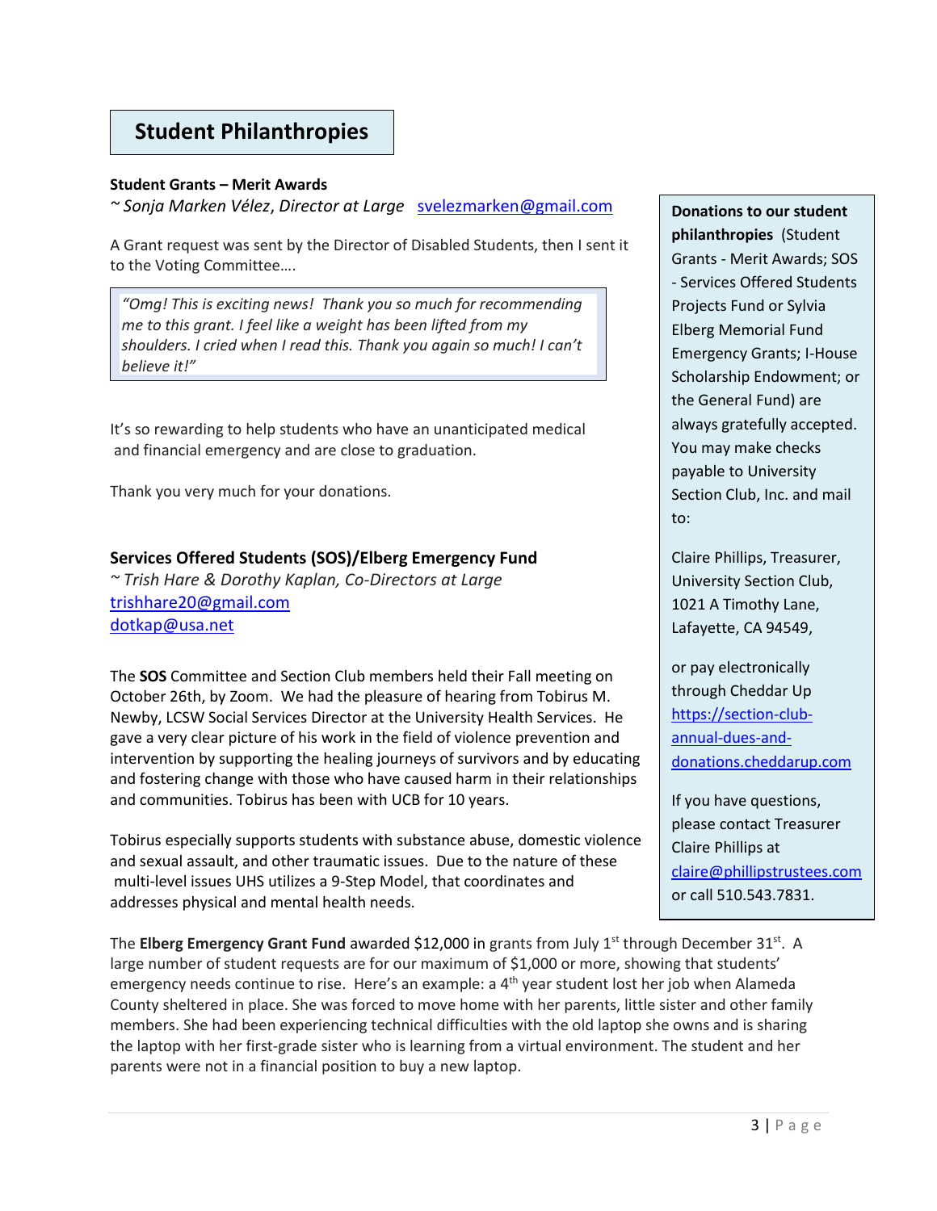# Student Philanthropies

**Student Grants – Merit Awards**

*~ Sonja Marken Vélez, Director at Large* svelezmarken@gmail.com

A Grant request was sent by the Director of Disabled Students, then I sent it to the Voting Committee….

> *"Omg! This is exciting news! Thank you so much for recommending me to this grant. I feel like a weight has been lifted from my shoulders. I cried when I read this. Thank you again so much! I can't believe it!"*

It's so rewarding to help students who have an unanticipated medical and financial emergency and are close to graduation.

Thank you very much for your donations.

**Services Offered Students (SOS)/Elberg Emergency Fund**

*~ Trish Hare & Dorothy Kaplan, Co-Directors at Large*

trishhare20@gmail.com

dotkap@usa.net

The **SOS** Committee and Section Club members held their Fall meeting on October 26th, by Zoom. We had the pleasure of hearing from Tobirus M. Newby, LCSW Social Services Director at the University Health Services. He gave a very clear picture of his work in the field of violence prevention and intervention by supporting the healing journeys of survivors and by educating and fostering change with those who have caused harm in their relationships and communities. Tobirus has been with UCB for 10 years.

Tobirus especially supports students with substance abuse, domestic violence and sexual assault, and other traumatic issues. Due to the nature of these multi-level issues UHS utilizes a 9-Step Model, that coordinates and addresses physical and mental health needs.

The **Elberg Emergency Grant Fund** awarded $12,000 in grants from July 1st through December 31st. A large number of student requests are for our maximum of $1,000 or more, showing that students' emergency needs continue to rise. Here's an example: a 4th year student lost her job when Alameda County sheltered in place. She was forced to move home with her parents, little sister and other family members. She had been experiencing technical difficulties with the old laptop she owns and is sharing the laptop with her first-grade sister who is learning from a virtual environment. The student and her parents were not in a financial position to buy a new laptop.

---

**Donations to our student philanthropies** (Student Grants - Merit Awards; SOS - Services Offered Students Projects Fund or Sylvia Elberg Memorial Fund Emergency Grants; I-House Scholarship Endowment; or the General Fund) are always gratefully accepted. You may make checks payable to University Section Club, Inc. and mail to:

Claire Phillips, Treasurer,
University Section Club,
1021 A Timothy Lane,
Lafayette, CA 94549,

or pay electronically through Cheddar Up https://section-club-annual-dues-and-donations.cheddarup.com

If you have questions, please contact Treasurer Claire Phillips at claire@phillipstrustees.com or call 510.543.7831.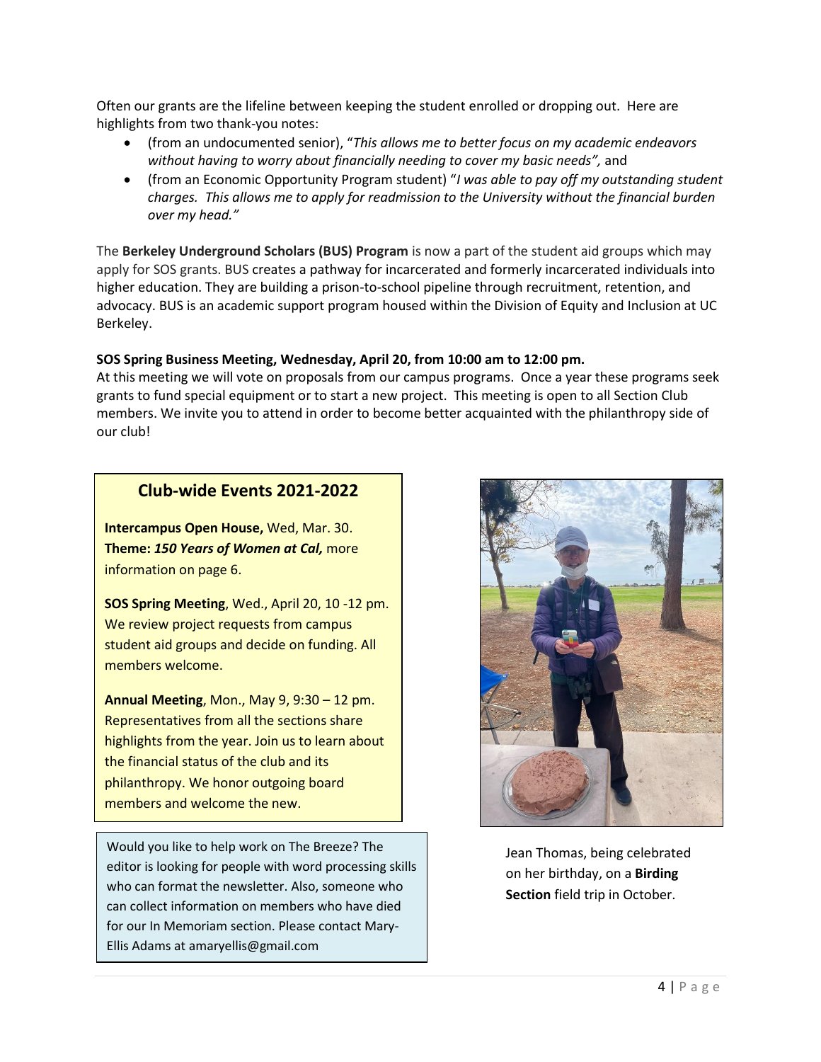Often our grants are the lifeline between keeping the student enrolled or dropping out. Here are highlights from two thank-you notes:

- (from an undocumented senior), "*This allows me to better focus on my academic endeavors without having to worry about financially needing to cover my basic needs",* and
- (from an Economic Opportunity Program student) "*I was able to pay off my outstanding student charges. This allows me to apply for readmission to the University without the financial burden over my head."*

The **Berkeley Underground Scholars (BUS) Program** is now a part of the student aid groups which may apply for SOS grants. BUS creates a pathway for incarcerated and formerly incarcerated individuals into higher education. They are building a prison-to-school pipeline through recruitment, retention, and advocacy. BUS is an academic support program housed within the Division of Equity and Inclusion at UC Berkeley.

**SOS Spring Business Meeting, Wednesday, April 20, from 10:00 am to 12:00 pm.**
At this meeting we will vote on proposals from our campus programs. Once a year these programs seek grants to fund special equipment or to start a new project. This meeting is open to all Section Club members. We invite you to attend in order to become better acquainted with the philanthropy side of our club!

## Club-wide Events 2021-2022

**Intercampus Open House,** Wed, Mar. 30. **Theme:** ***150 Years of Women at Cal,*** more information on page 6.

**SOS Spring Meeting**, Wed., April 20, 10 -12 pm. We review project requests from campus student aid groups and decide on funding. All members welcome.

**Annual Meeting**, Mon., May 9, 9:30 – 12 pm. Representatives from all the sections share highlights from the year. Join us to learn about the financial status of the club and its philanthropy. We honor outgoing board members and welcome the new.

Would you like to help work on The Breeze? The editor is looking for people with word processing skills who can format the newsletter. Also, someone who can collect information on members who have died for our In Memoriam section. Please contact Mary-Ellis Adams at amaryellis@gmail.com

Jean Thomas, being celebrated on her birthday, on a **Birding Section** field trip in October.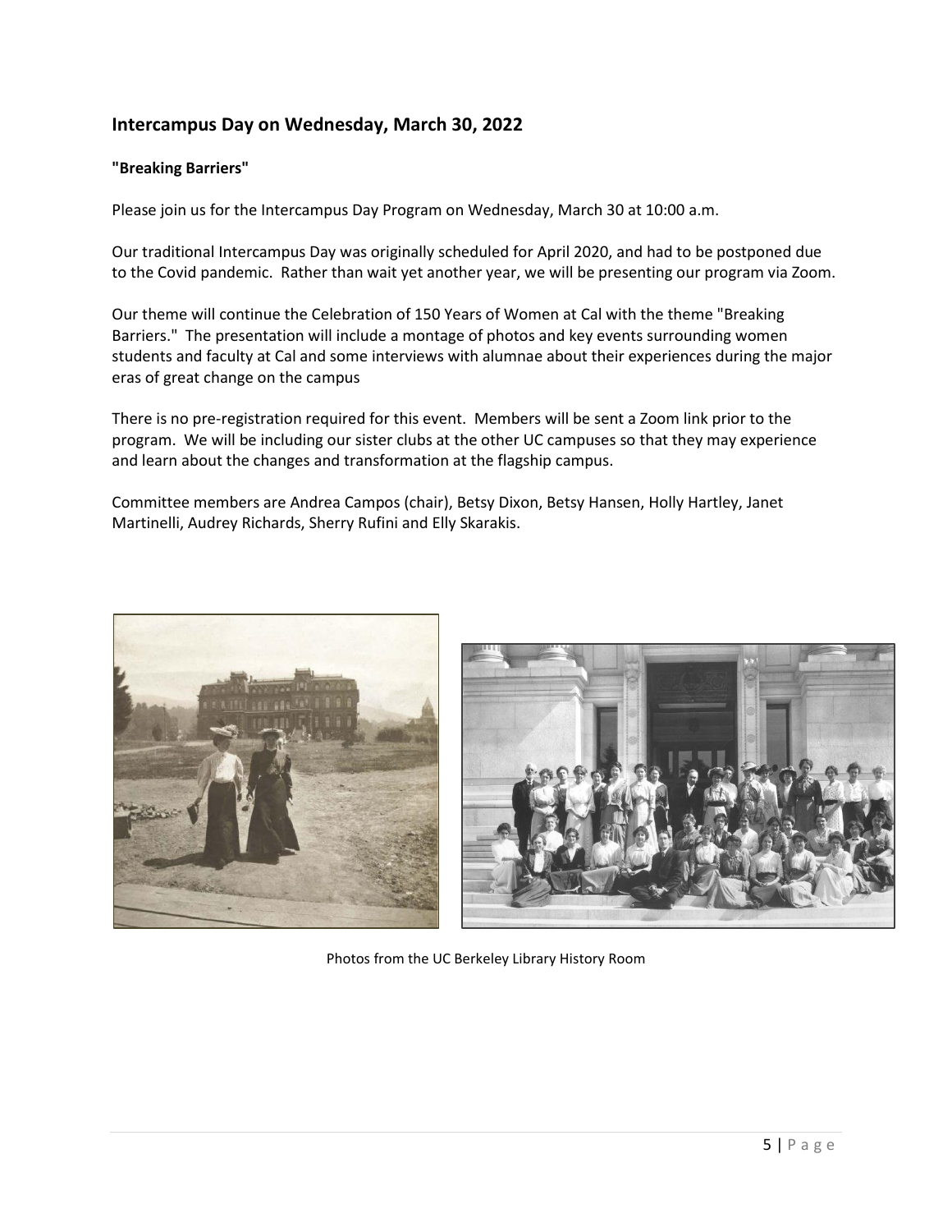## Intercampus Day on Wednesday, March 30, 2022

**"Breaking Barriers"**

Please join us for the Intercampus Day Program on Wednesday, March 30 at 10:00 a.m.

Our traditional Intercampus Day was originally scheduled for April 2020, and had to be postponed due to the Covid pandemic. Rather than wait yet another year, we will be presenting our program via Zoom.

Our theme will continue the Celebration of 150 Years of Women at Cal with the theme "Breaking Barriers." The presentation will include a montage of photos and key events surrounding women students and faculty at Cal and some interviews with alumnae about their experiences during the major eras of great change on the campus

There is no pre-registration required for this event. Members will be sent a Zoom link prior to the program. We will be including our sister clubs at the other UC campuses so that they may experience and learn about the changes and transformation at the flagship campus.

Committee members are Andrea Campos (chair), Betsy Dixon, Betsy Hansen, Holly Hartley, Janet Martinelli, Audrey Richards, Sherry Rufini and Elly Skarakis.

Photos from the UC Berkeley Library History Room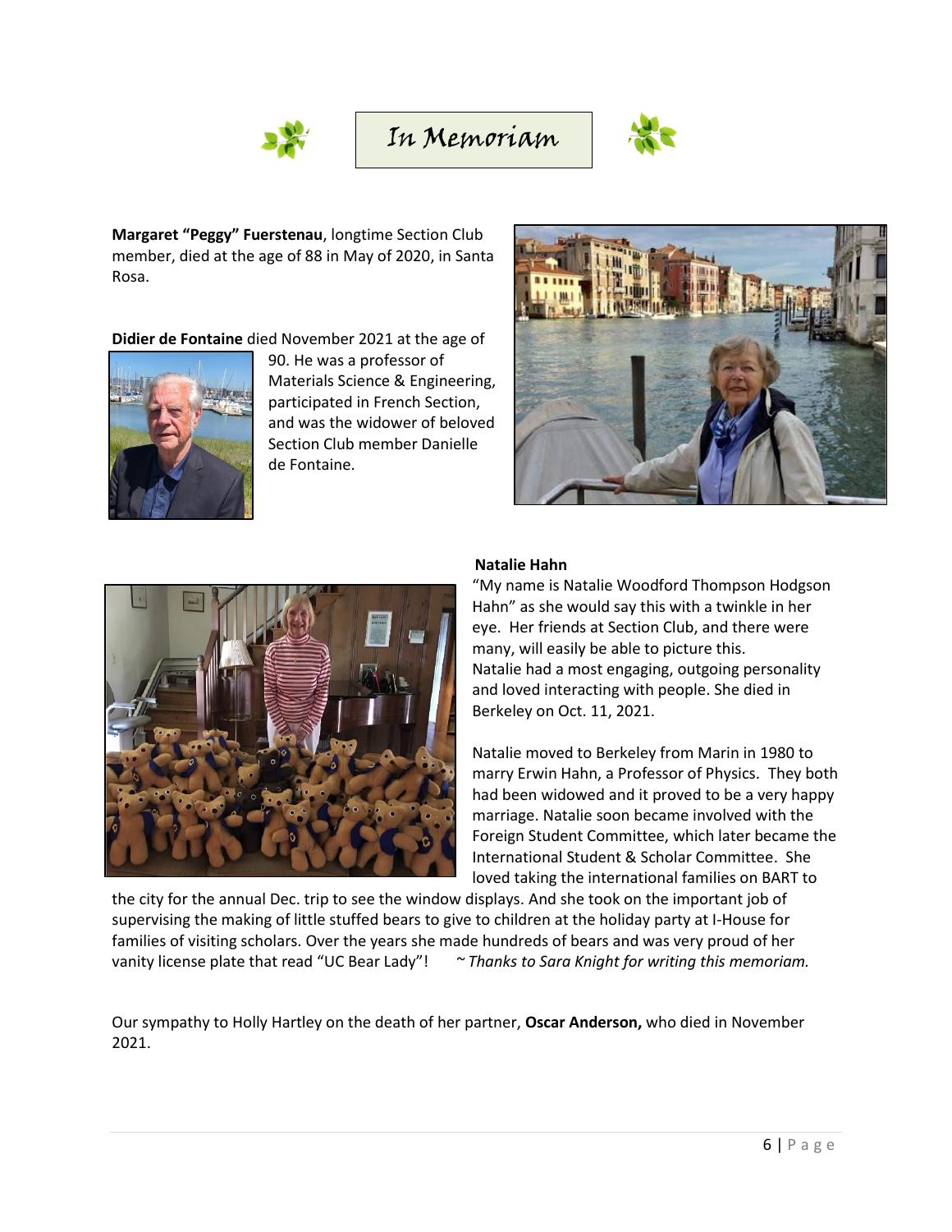# In Memoriam

**Margaret "Peggy" Fuerstenau**, longtime Section Club member, died at the age of 88 in May of 2020, in Santa Rosa.

**Didier de Fontaine** died November 2021 at the age of 90. He was a professor of Materials Science & Engineering, participated in French Section, and was the widower of beloved Section Club member Danielle de Fontaine.

**Natalie Hahn**

"My name is Natalie Woodford Thompson Hodgson Hahn" as she would say this with a twinkle in her eye. Her friends at Section Club, and there were many, will easily be able to picture this. Natalie had a most engaging, outgoing personality and loved interacting with people. She died in Berkeley on Oct. 11, 2021.

Natalie moved to Berkeley from Marin in 1980 to marry Erwin Hahn, a Professor of Physics. They both had been widowed and it proved to be a very happy marriage. Natalie soon became involved with the Foreign Student Committee, which later became the International Student & Scholar Committee. She loved taking the international families on BART to the city for the annual Dec. trip to see the window displays. And she took on the important job of supervising the making of little stuffed bears to give to children at the holiday party at I-House for families of visiting scholars. Over the years she made hundreds of bears and was very proud of her vanity license plate that read "UC Bear Lady"! *~ Thanks to Sara Knight for writing this memoriam.*

Our sympathy to Holly Hartley on the death of her partner, **Oscar Anderson,** who died in November 2021.